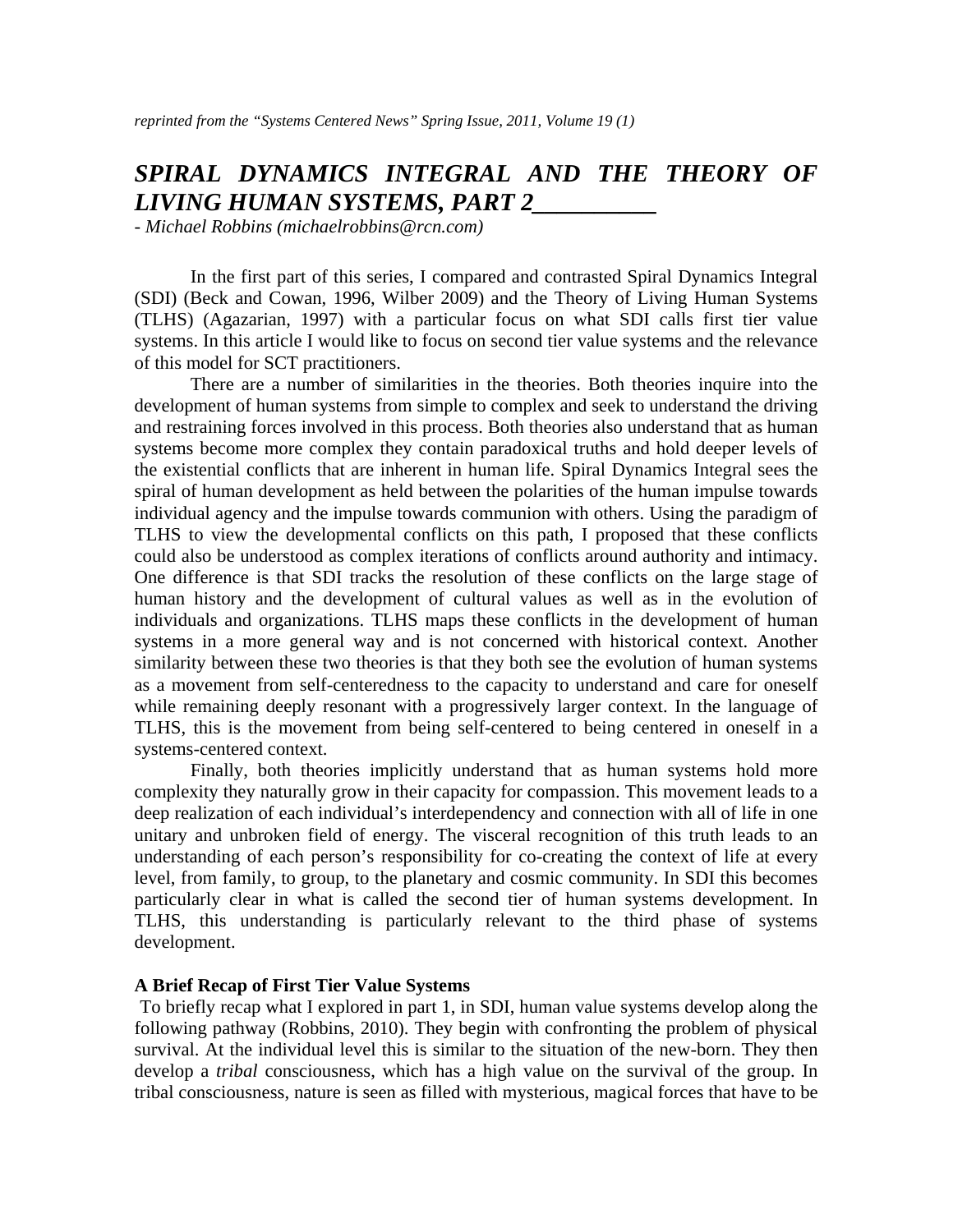*reprinted from the "Systems Centered News" Spring Issue, 2011, Volume 19 (1)*

# *SPIRAL DYNAMICS INTEGRAL AND THE THEORY OF LIVING HUMAN SYSTEMS, PART 2*

*- Michael Robbins (michaelrobbins@rcn.com)*

In the first part of this series, I compared and contrasted Spiral Dynamics Integral (SDI) (Beck and Cowan, 1996, Wilber 2009) and the Theory of Living Human Systems (TLHS) (Agazarian, 1997) with a particular focus on what SDI calls first tier value systems. In this article I would like to focus on second tier value systems and the relevance of this model for SCT practitioners.

There are a number of similarities in the theories. Both theories inquire into the development of human systems from simple to complex and seek to understand the driving and restraining forces involved in this process. Both theories also understand that as human systems become more complex they contain paradoxical truths and hold deeper levels of the existential conflicts that are inherent in human life. Spiral Dynamics Integral sees the spiral of human development as held between the polarities of the human impulse towards individual agency and the impulse towards communion with others. Using the paradigm of TLHS to view the developmental conflicts on this path, I proposed that these conflicts could also be understood as complex iterations of conflicts around authority and intimacy. One difference is that SDI tracks the resolution of these conflicts on the large stage of human history and the development of cultural values as well as in the evolution of individuals and organizations. TLHS maps these conflicts in the development of human systems in a more general way and is not concerned with historical context. Another similarity between these two theories is that they both see the evolution of human systems as a movement from self-centeredness to the capacity to understand and care for oneself while remaining deeply resonant with a progressively larger context. In the language of TLHS, this is the movement from being self-centered to being centered in oneself in a systems-centered context.

Finally, both theories implicitly understand that as human systems hold more complexity they naturally grow in their capacity for compassion. This movement leads to a deep realization of each individual's interdependency and connection with all of life in one unitary and unbroken field of energy. The visceral recognition of this truth leads to an understanding of each person's responsibility for co-creating the context of life at every level, from family, to group, to the planetary and cosmic community. In SDI this becomes particularly clear in what is called the second tier of human systems development. In TLHS, this understanding is particularly relevant to the third phase of systems development.

**A Brief Recap of First Tier Value Systems**

To briefly recap what I explored in part 1, in SDI, human value systems develop along the following pathway (Robbins, 2010). They begin with confronting the problem of physical survival. At the individual level this is similar to the situation of the new-born. They then develop a *tribal* consciousness, which has a high value on the survival of the group. In tribal consciousness, nature is seen as filled with mysterious, magical forces that have to be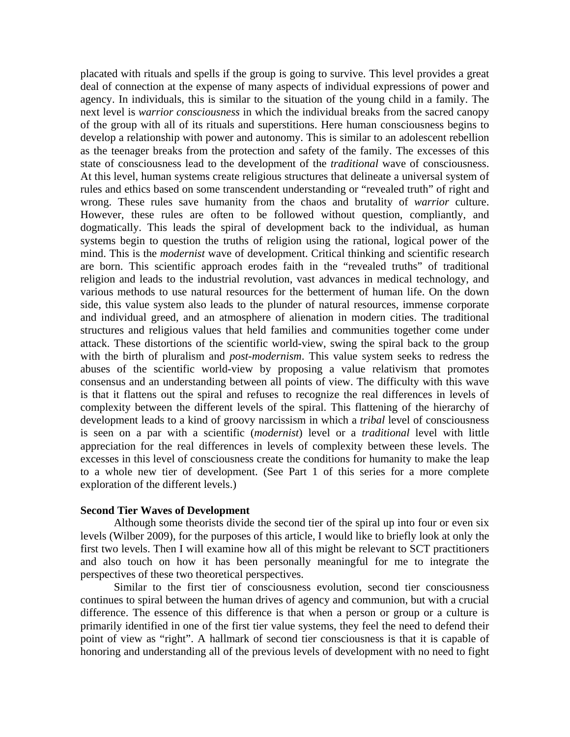placated with rituals and spells if the group is going to survive. This level provides a great deal of connection at the expense of many aspects of individual expressions of power and agency. In individuals, this is similar to the situation of the young child in a family. The next level is *warrior consciousness* in which the individual breaks from the sacred canopy of the group with all of its rituals and superstitions. Here human consciousness begins to develop a relationship with power and autonomy. This is similar to an adolescent rebellion as the teenager breaks from the protection and safety of the family. The excesses of this state of consciousness lead to the development of the *traditional* wave of consciousness. At this level, human systems create religious structures that delineate a universal system of rules and ethics based on some transcendent understanding or "revealed truth" of right and wrong. These rules save humanity from the chaos and brutality of *warrior* culture. However, these rules are often to be followed without question, compliantly, and dogmatically. This leads the spiral of development back to the individual, as human systems begin to question the truths of religion using the rational, logical power of the mind. This is the *modernist* wave of development. Critical thinking and scientific research are born. This scientific approach erodes faith in the "revealed truths" of traditional religion and leads to the industrial revolution, vast advances in medical technology, and various methods to use natural resources for the betterment of human life. On the down side, this value system also leads to the plunder of natural resources, immense corporate and individual greed, and an atmosphere of alienation in modern cities. The traditional structures and religious values that held families and communities together come under attack. These distortions of the scientific world-view, swing the spiral back to the group with the birth of pluralism and *post-modernism*. This value system seeks to redress the abuses of the scientific world-view by proposing a value relativism that promotes consensus and an understanding between all points of view. The difficulty with this wave is that it flattens out the spiral and refuses to recognize the real differences in levels of complexity between the different levels of the spiral. This flattening of the hierarchy of development leads to a kind of groovy narcissism in which a *tribal* level of consciousness is seen on a par with a scientific (*modernist*) level or a *traditional* level with little appreciation for the real differences in levels of complexity between these levels. The excesses in this level of consciousness create the conditions for humanity to make the leap to a whole new tier of development. (See Part 1 of this series for a more complete exploration of the different levels.)

**Second Tier Waves of Development**

Although some theorists divide the second tier of the spiral up into four or even six levels (Wilber 2009), for the purposes of this article, I would like to briefly look at only the first two levels. Then I will examine how all of this might be relevant to SCT practitioners and also touch on how it has been personally meaningful for me to integrate the perspectives of these two theoretical perspectives.

Similar to the first tier of consciousness evolution, second tier consciousness continues to spiral between the human drives of agency and communion, but with a crucial difference. The essence of this difference is that when a person or group or a culture is primarily identified in one of the first tier value systems, they feel the need to defend their point of view as "right". A hallmark of second tier consciousness is that it is capable of honoring and understanding all of the previous levels of development with no need to fight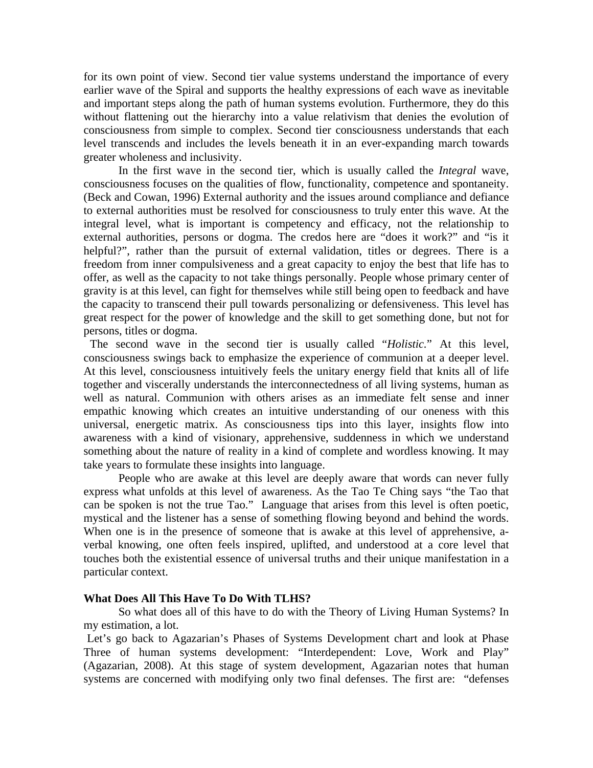for its own point of view. Second tier value systems understand the importance of every earlier wave of the Spiral and supports the healthy expressions of each wave as inevitable and important steps along the path of human systems evolution. Furthermore, they do this without flattening out the hierarchy into a value relativism that denies the evolution of consciousness from simple to complex. Second tier consciousness understands that each level transcends and includes the levels beneath it in an ever-expanding march towards greater wholeness and inclusivity.

In the first wave in the second tier, which is usually called the *Integral* wave, consciousness focuses on the qualities of flow, functionality, competence and spontaneity. (Beck and Cowan, 1996) External authority and the issues around compliance and defiance to external authorities must be resolved for consciousness to truly enter this wave. At the integral level, what is important is competency and efficacy, not the relationship to external authorities, persons or dogma. The credos here are "does it work?" and "is it helpful?", rather than the pursuit of external validation, titles or degrees. There is a freedom from inner compulsiveness and a great capacity to enjoy the best that life has to offer, as well as the capacity to not take things personally. People whose primary center of gravity is at this level, can fight for themselves while still being open to feedback and have the capacity to transcend their pull towards personalizing or defensiveness. This level has great respect for the power of knowledge and the skill to get something done, but not for persons, titles or dogma.

The second wave in the second tier is usually called "*Holistic*." At this level, consciousness swings back to emphasize the experience of communion at a deeper level. At this level, consciousness intuitively feels the unitary energy field that knits all of life together and viscerally understands the interconnectedness of all living systems, human as well as natural. Communion with others arises as an immediate felt sense and inner empathic knowing which creates an intuitive understanding of our oneness with this universal, energetic matrix. As consciousness tips into this layer, insights flow into awareness with a kind of visionary, apprehensive, suddenness in which we understand something about the nature of reality in a kind of complete and wordless knowing. It may take years to formulate these insights into language.

People who are awake at this level are deeply aware that words can never fully express what unfolds at this level of awareness. As the Tao Te Ching says "the Tao that can be spoken is not the true Tao." Language that arises from this level is often poetic, mystical and the listener has a sense of something flowing beyond and behind the words. When one is in the presence of someone that is awake at this level of apprehensive, a-verbal knowing, one often feels inspired, uplifted, and understood at a core level that touches both the existential essence of universal truths and their unique manifestation in a particular context.

**What Does All This Have To Do With TLHS?**

So what does all of this have to do with the Theory of Living Human Systems? In my estimation, a lot.

Let's go back to Agazarian's Phases of Systems Development chart and look at Phase Three of human systems development: "Interdependent: Love, Work and Play" (Agazarian, 2008). At this stage of system development, Agazarian notes that human systems are concerned with modifying only two final defenses. The first are: "defenses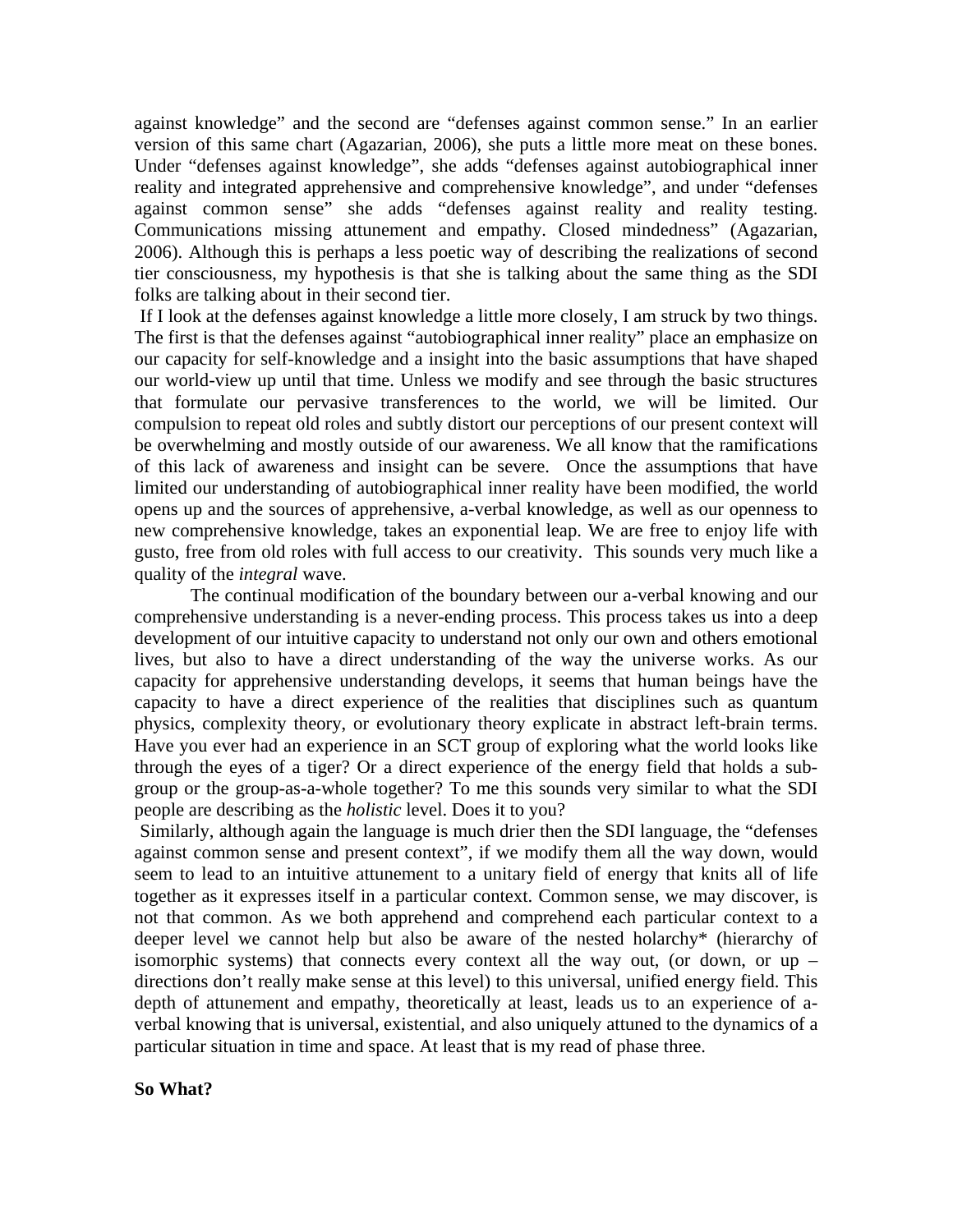against knowledge" and the second are "defenses against common sense." In an earlier version of this same chart (Agazarian, 2006), she puts a little more meat on these bones. Under "defenses against knowledge", she adds "defenses against autobiographical inner reality and integrated apprehensive and comprehensive knowledge", and under "defenses against common sense" she adds "defenses against reality and reality testing. Communications missing attunement and empathy. Closed mindedness" (Agazarian, 2006). Although this is perhaps a less poetic way of describing the realizations of second tier consciousness, my hypothesis is that she is talking about the same thing as the SDI folks are talking about in their second tier.

If I look at the defenses against knowledge a little more closely, I am struck by two things. The first is that the defenses against "autobiographical inner reality" place an emphasize on our capacity for self-knowledge and a insight into the basic assumptions that have shaped our world-view up until that time. Unless we modify and see through the basic structures that formulate our pervasive transferences to the world, we will be limited. Our compulsion to repeat old roles and subtly distort our perceptions of our present context will be overwhelming and mostly outside of our awareness. We all know that the ramifications of this lack of awareness and insight can be severe. Once the assumptions that have limited our understanding of autobiographical inner reality have been modified, the world opens up and the sources of apprehensive, a-verbal knowledge, as well as our openness to new comprehensive knowledge, takes an exponential leap. We are free to enjoy life with gusto, free from old roles with full access to our creativity. This sounds very much like a quality of the *integral* wave.

The continual modification of the boundary between our a-verbal knowing and our comprehensive understanding is a never-ending process. This process takes us into a deep development of our intuitive capacity to understand not only our own and others emotional lives, but also to have a direct understanding of the way the universe works. As our capacity for apprehensive understanding develops, it seems that human beings have the capacity to have a direct experience of the realities that disciplines such as quantum physics, complexity theory, or evolutionary theory explicate in abstract left-brain terms. Have you ever had an experience in an SCT group of exploring what the world looks like through the eyes of a tiger? Or a direct experience of the energy field that holds a sub-group or the group-as-a-whole together? To me this sounds very similar to what the SDI people are describing as the *holistic* level. Does it to you?

Similarly, although again the language is much drier then the SDI language, the "defenses against common sense and present context", if we modify them all the way down, would seem to lead to an intuitive attunement to a unitary field of energy that knits all of life together as it expresses itself in a particular context. Common sense, we may discover, is not that common. As we both apprehend and comprehend each particular context to a deeper level we cannot help but also be aware of the nested holarchy* (hierarchy of isomorphic systems) that connects every context all the way out, (or down, or up – directions don't really make sense at this level) to this universal, unified energy field. This depth of attunement and empathy, theoretically at least, leads us to an experience of a-verbal knowing that is universal, existential, and also uniquely attuned to the dynamics of a particular situation in time and space. At least that is my read of phase three.

**So What?**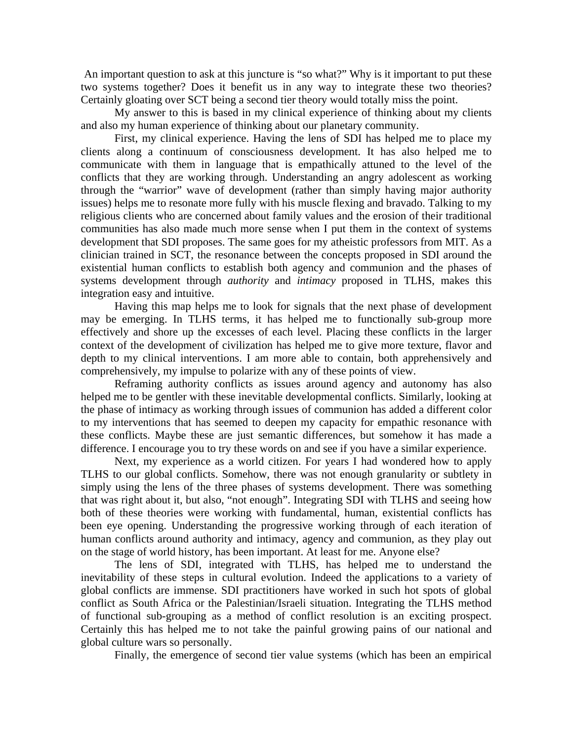An important question to ask at this juncture is "so what?" Why is it important to put these two systems together? Does it benefit us in any way to integrate these two theories? Certainly gloating over SCT being a second tier theory would totally miss the point.

My answer to this is based in my clinical experience of thinking about my clients and also my human experience of thinking about our planetary community.

First, my clinical experience. Having the lens of SDI has helped me to place my clients along a continuum of consciousness development. It has also helped me to communicate with them in language that is empathically attuned to the level of the conflicts that they are working through. Understanding an angry adolescent as working through the "warrior" wave of development (rather than simply having major authority issues) helps me to resonate more fully with his muscle flexing and bravado. Talking to my religious clients who are concerned about family values and the erosion of their traditional communities has also made much more sense when I put them in the context of systems development that SDI proposes. The same goes for my atheistic professors from MIT. As a clinician trained in SCT, the resonance between the concepts proposed in SDI around the existential human conflicts to establish both agency and communion and the phases of systems development through *authority* and *intimacy* proposed in TLHS, makes this integration easy and intuitive.

Having this map helps me to look for signals that the next phase of development may be emerging. In TLHS terms, it has helped me to functionally sub-group more effectively and shore up the excesses of each level. Placing these conflicts in the larger context of the development of civilization has helped me to give more texture, flavor and depth to my clinical interventions. I am more able to contain, both apprehensively and comprehensively, my impulse to polarize with any of these points of view.

Reframing authority conflicts as issues around agency and autonomy has also helped me to be gentler with these inevitable developmental conflicts. Similarly, looking at the phase of intimacy as working through issues of communion has added a different color to my interventions that has seemed to deepen my capacity for empathic resonance with these conflicts. Maybe these are just semantic differences, but somehow it has made a difference. I encourage you to try these words on and see if you have a similar experience.

Next, my experience as a world citizen. For years I had wondered how to apply TLHS to our global conflicts. Somehow, there was not enough granularity or subtlety in simply using the lens of the three phases of systems development. There was something that was right about it, but also, "not enough". Integrating SDI with TLHS and seeing how both of these theories were working with fundamental, human, existential conflicts has been eye opening. Understanding the progressive working through of each iteration of human conflicts around authority and intimacy, agency and communion, as they play out on the stage of world history, has been important. At least for me. Anyone else?

The lens of SDI, integrated with TLHS, has helped me to understand the inevitability of these steps in cultural evolution. Indeed the applications to a variety of global conflicts are immense. SDI practitioners have worked in such hot spots of global conflict as South Africa or the Palestinian/Israeli situation. Integrating the TLHS method of functional sub-grouping as a method of conflict resolution is an exciting prospect. Certainly this has helped me to not take the painful growing pains of our national and global culture wars so personally.

Finally, the emergence of second tier value systems (which has been an empirical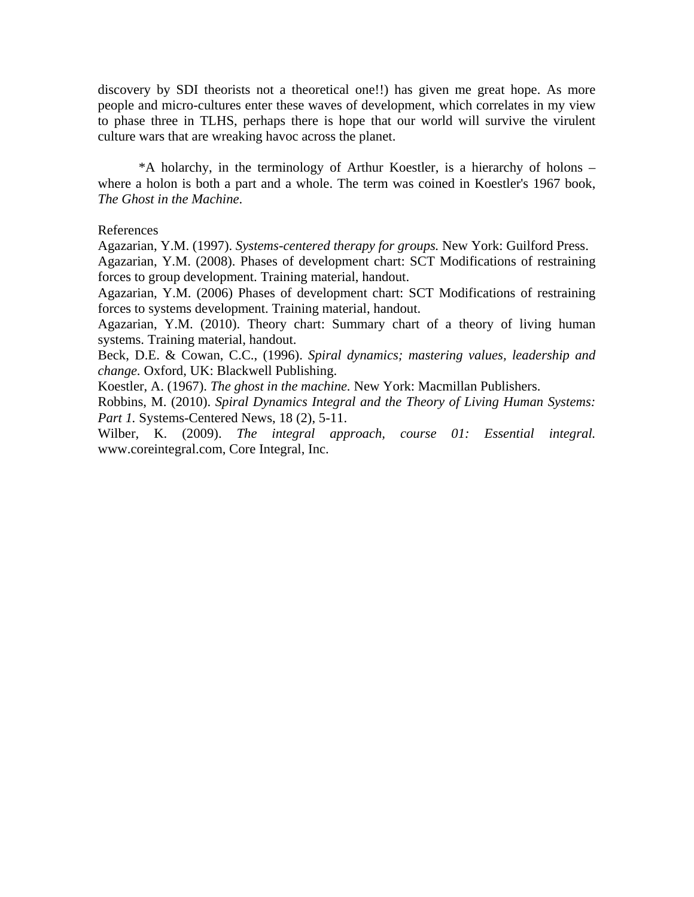discovery by SDI theorists not a theoretical one!!) has given me great hope. As more people and micro-cultures enter these waves of development, which correlates in my view to phase three in TLHS, perhaps there is hope that our world will survive the virulent culture wars that are wreaking havoc across the planet.

*A holarchy, in the terminology of Arthur Koestler, is a hierarchy of holons – where a holon is both a part and a whole. The term was coined in Koestler's 1967 book, *The Ghost in the Machine*.

References

Agazarian, Y.M. (1997). *Systems-centered therapy for groups.* New York: Guilford Press.

Agazarian, Y.M. (2008). Phases of development chart: SCT Modifications of restraining forces to group development. Training material, handout.

Agazarian, Y.M. (2006) Phases of development chart: SCT Modifications of restraining forces to systems development. Training material, handout.

Agazarian, Y.M. (2010). Theory chart: Summary chart of a theory of living human systems. Training material, handout.

Beck, D.E. & Cowan, C.C., (1996). *Spiral dynamics; mastering values, leadership and change.* Oxford, UK: Blackwell Publishing.

Koestler, A. (1967). *The ghost in the machine.* New York: Macmillan Publishers.

Robbins, M. (2010). *Spiral Dynamics Integral and the Theory of Living Human Systems: Part 1.* Systems-Centered News, 18 (2), 5-11.

Wilber, K. (2009). *The integral approach, course 01: Essential integral.* www.coreintegral.com, Core Integral, Inc.